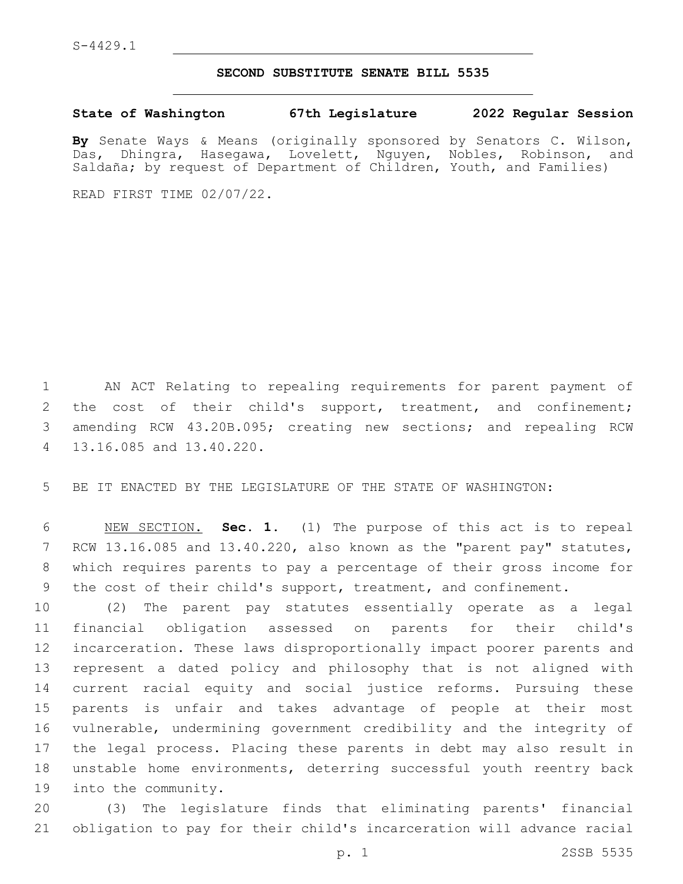S-4429.1

# SECOND SUBSTITUTE SENATE BILL 5535

**State of Washington 67th Legislature 2022 Regular Session**

**By** Senate Ways & Means (originally sponsored by Senators C. Wilson, Das, Dhingra, Hasegawa, Lovelett, Nguyen, Nobles, Robinson, and Saldaña; by request of Department of Children, Youth, and Families)

READ FIRST TIME 02/07/22.

AN ACT Relating to repealing requirements for parent payment of the cost of their child's support, treatment, and confinement; amending RCW 43.20B.095; creating new sections; and repealing RCW 13.16.085 and 13.40.220.

BE IT ENACTED BY THE LEGISLATURE OF THE STATE OF WASHINGTON:

NEW SECTION. **Sec. 1.** (1) The purpose of this act is to repeal RCW 13.16.085 and 13.40.220, also known as the "parent pay" statutes, which requires parents to pay a percentage of their gross income for the cost of their child's support, treatment, and confinement.

(2) The parent pay statutes essentially operate as a legal financial obligation assessed on parents for their child's incarceration. These laws disproportionally impact poorer parents and represent a dated policy and philosophy that is not aligned with current racial equity and social justice reforms. Pursuing these parents is unfair and takes advantage of people at their most vulnerable, undermining government credibility and the integrity of the legal process. Placing these parents in debt may also result in unstable home environments, deterring successful youth reentry back into the community.

(3) The legislature finds that eliminating parents' financial obligation to pay for their child's incarceration will advance racial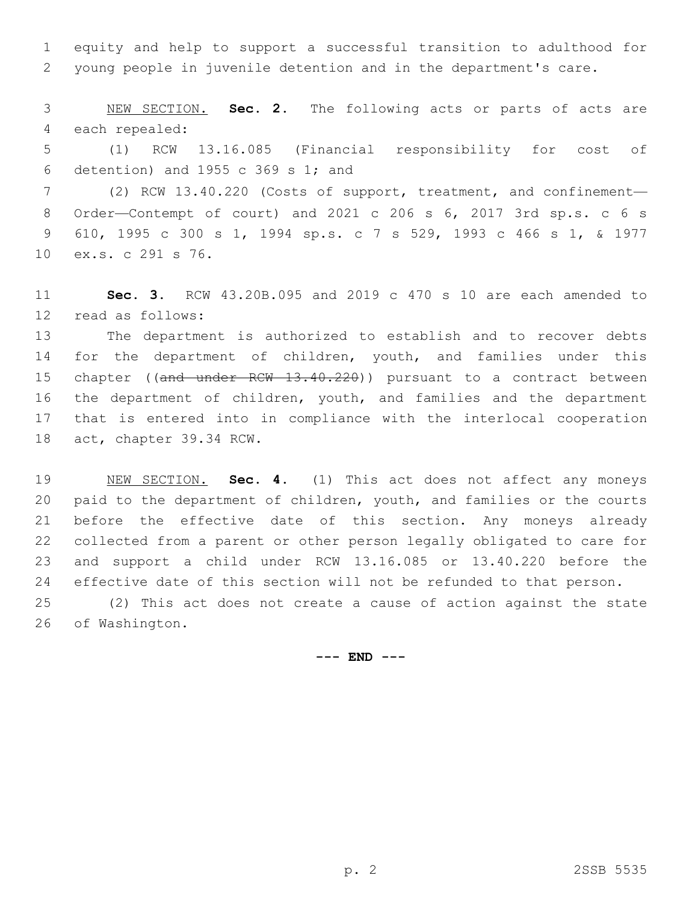equity and help to support a successful transition to adulthood for young people in juvenile detention and in the department's care.

NEW SECTION. **Sec. 2.** The following acts or parts of acts are each repealed:

(1) RCW 13.16.085 (Financial responsibility for cost of detention) and 1955 c 369 s 1; and

(2) RCW 13.40.220 (Costs of support, treatment, and confinement—Order—Contempt of court) and 2021 c 206 s 6, 2017 3rd sp.s. c 6 s 610, 1995 c 300 s 1, 1994 sp.s. c 7 s 529, 1993 c 466 s 1, & 1977 ex.s. c 291 s 76.

**Sec. 3.** RCW 43.20B.095 and 2019 c 470 s 10 are each amended to read as follows:

The department is authorized to establish and to recover debts for the department of children, youth, and families under this chapter ((~~and under RCW 13.40.220~~)) pursuant to a contract between the department of children, youth, and families and the department that is entered into in compliance with the interlocal cooperation act, chapter 39.34 RCW.

NEW SECTION. **Sec. 4.** (1) This act does not affect any moneys paid to the department of children, youth, and families or the courts before the effective date of this section. Any moneys already collected from a parent or other person legally obligated to care for and support a child under RCW 13.16.085 or 13.40.220 before the effective date of this section will not be refunded to that person.

(2) This act does not create a cause of action against the state of Washington.

**--- END ---**